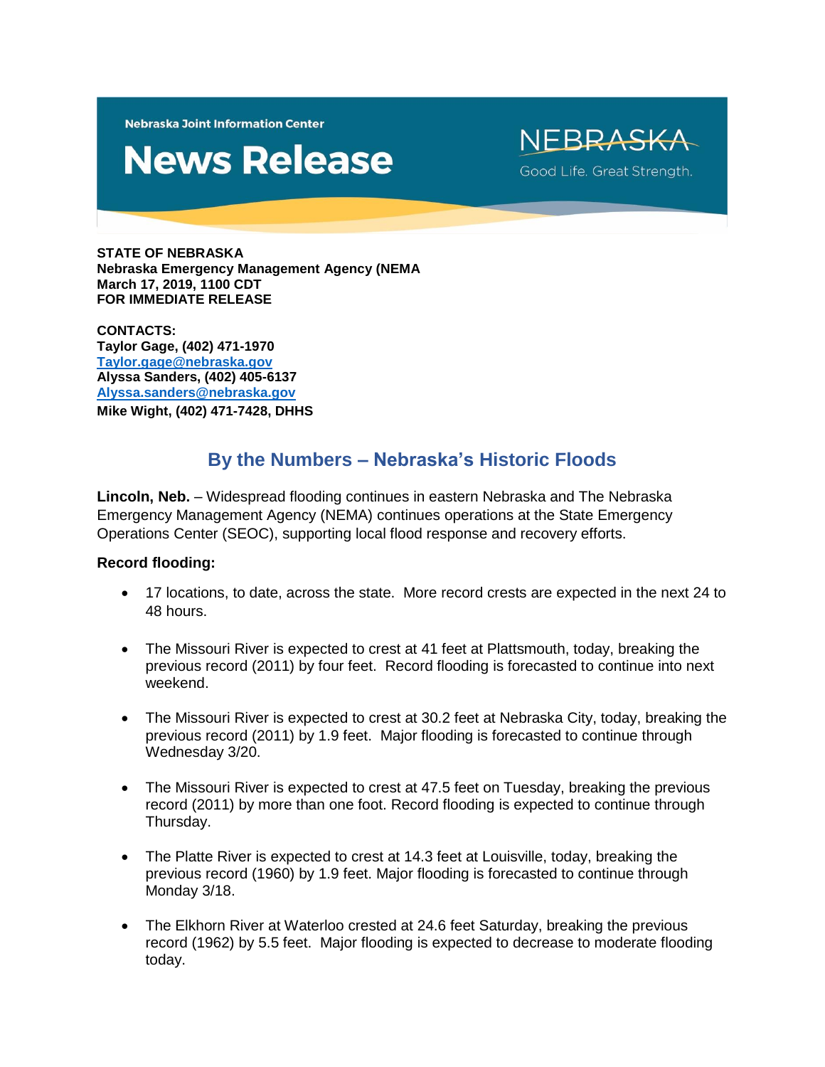Nebraska Joint Information Center

# News Release

NEBRASKA
Good Life. Great Strength.

**STATE OF NEBRASKA**
**Nebraska Emergency Management Agency (NEMA**
**March 17, 2019, 1100 CDT**
**FOR IMMEDIATE RELEASE**

**CONTACTS:**
**Taylor Gage, (402) 471-1970**
**Taylor.gage@nebraska.gov**
**Alyssa Sanders, (402) 405-6137**
**Alyssa.sanders@nebraska.gov**
**Mike Wight, (402) 471-7428, DHHS**

## By the Numbers – Nebraska's Historic Floods

**Lincoln, Neb.** – Widespread flooding continues in eastern Nebraska and The Nebraska Emergency Management Agency (NEMA) continues operations at the State Emergency Operations Center (SEOC), supporting local flood response and recovery efforts.

**Record flooding:**

- 17 locations, to date, across the state. More record crests are expected in the next 24 to 48 hours.
- The Missouri River is expected to crest at 41 feet at Plattsmouth, today, breaking the previous record (2011) by four feet. Record flooding is forecasted to continue into next weekend.
- The Missouri River is expected to crest at 30.2 feet at Nebraska City, today, breaking the previous record (2011) by 1.9 feet. Major flooding is forecasted to continue through Wednesday 3/20.
- The Missouri River is expected to crest at 47.5 feet on Tuesday, breaking the previous record (2011) by more than one foot. Record flooding is expected to continue through Thursday.
- The Platte River is expected to crest at 14.3 feet at Louisville, today, breaking the previous record (1960) by 1.9 feet. Major flooding is forecasted to continue through Monday 3/18.
- The Elkhorn River at Waterloo crested at 24.6 feet Saturday, breaking the previous record (1962) by 5.5 feet. Major flooding is expected to decrease to moderate flooding today.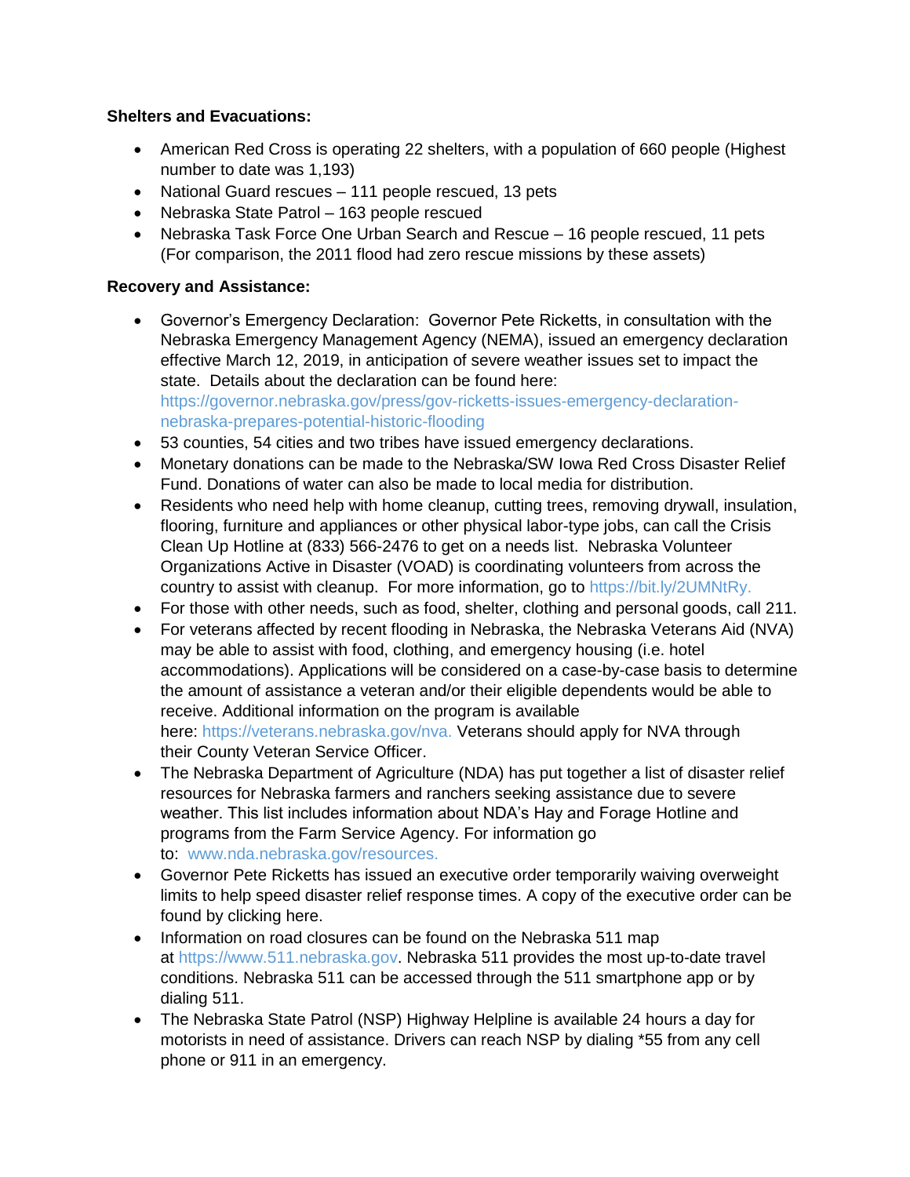**Shelters and Evacuations:**

- American Red Cross is operating 22 shelters, with a population of 660 people (Highest number to date was 1,193)
- National Guard rescues – 111 people rescued, 13 pets
- Nebraska State Patrol – 163 people rescued
- Nebraska Task Force One Urban Search and Rescue – 16 people rescued, 11 pets (For comparison, the 2011 flood had zero rescue missions by these assets)

**Recovery and Assistance:**

- Governor's Emergency Declaration: Governor Pete Ricketts, in consultation with the Nebraska Emergency Management Agency (NEMA), issued an emergency declaration effective March 12, 2019, in anticipation of severe weather issues set to impact the state. Details about the declaration can be found here: https://governor.nebraska.gov/press/gov-ricketts-issues-emergency-declaration-nebraska-prepares-potential-historic-flooding
- 53 counties, 54 cities and two tribes have issued emergency declarations.
- Monetary donations can be made to the Nebraska/SW Iowa Red Cross Disaster Relief Fund. Donations of water can also be made to local media for distribution.
- Residents who need help with home cleanup, cutting trees, removing drywall, insulation, flooring, furniture and appliances or other physical labor-type jobs, can call the Crisis Clean Up Hotline at (833) 566-2476 to get on a needs list. Nebraska Volunteer Organizations Active in Disaster (VOAD) is coordinating volunteers from across the country to assist with cleanup. For more information, go to https://bit.ly/2UMNtRy.
- For those with other needs, such as food, shelter, clothing and personal goods, call 211.
- For veterans affected by recent flooding in Nebraska, the Nebraska Veterans Aid (NVA) may be able to assist with food, clothing, and emergency housing (i.e. hotel accommodations). Applications will be considered on a case-by-case basis to determine the amount of assistance a veteran and/or their eligible dependents would be able to receive. Additional information on the program is available here: https://veterans.nebraska.gov/nva. Veterans should apply for NVA through their County Veteran Service Officer.
- The Nebraska Department of Agriculture (NDA) has put together a list of disaster relief resources for Nebraska farmers and ranchers seeking assistance due to severe weather. This list includes information about NDA's Hay and Forage Hotline and programs from the Farm Service Agency. For information go to: www.nda.nebraska.gov/resources.
- Governor Pete Ricketts has issued an executive order temporarily waiving overweight limits to help speed disaster relief response times. A copy of the executive order can be found by clicking here.
- Information on road closures can be found on the Nebraska 511 map at https://www.511.nebraska.gov. Nebraska 511 provides the most up-to-date travel conditions. Nebraska 511 can be accessed through the 511 smartphone app or by dialing 511.
- The Nebraska State Patrol (NSP) Highway Helpline is available 24 hours a day for motorists in need of assistance. Drivers can reach NSP by dialing *55 from any cell phone or 911 in an emergency.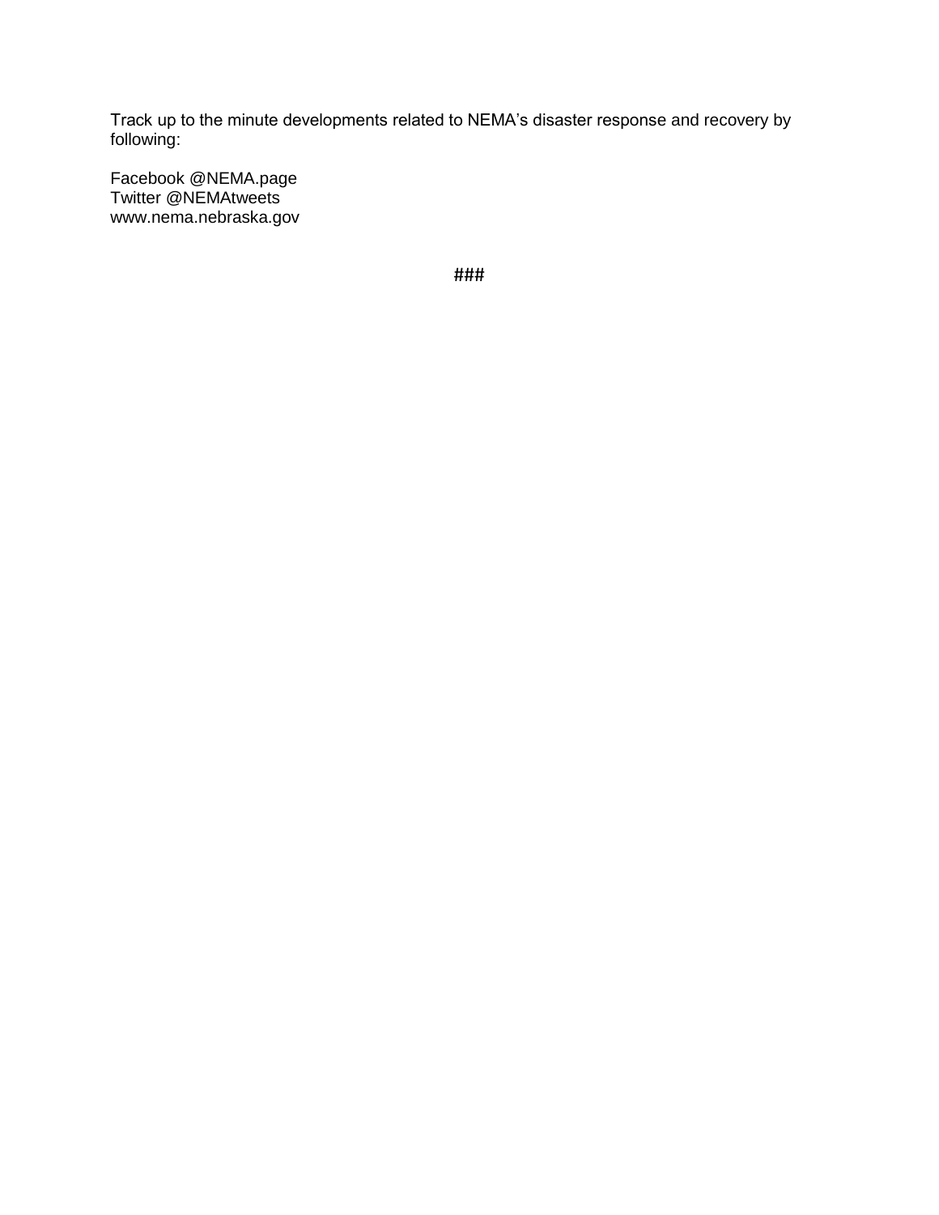Track up to the minute developments related to NEMA's disaster response and recovery by following:

Facebook @NEMA.page
Twitter @NEMAtweets
www.nema.nebraska.gov

###